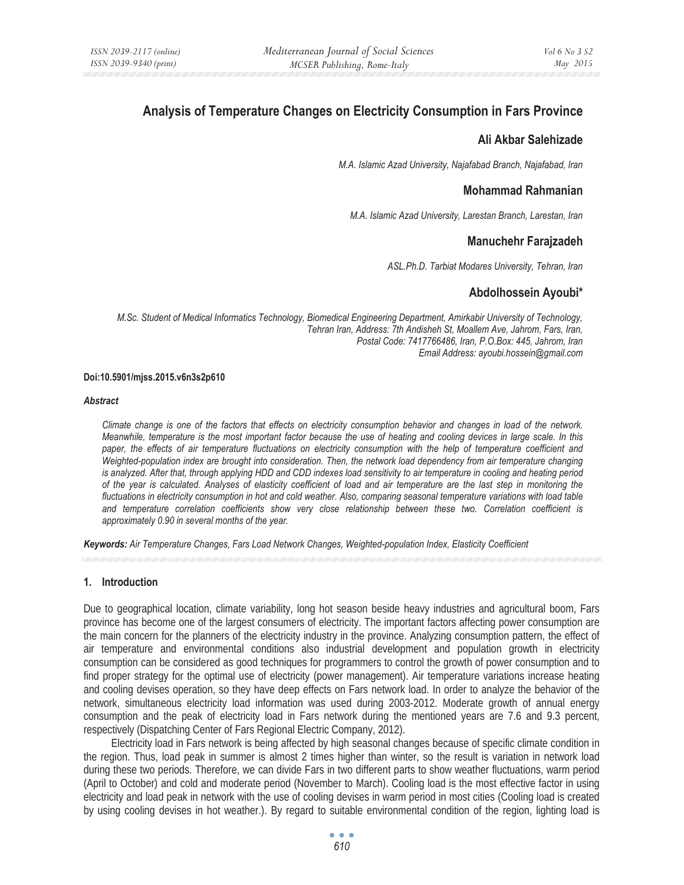# Analysis of Temperature Changes on Electricity Consumption in Fars Province

**Ali Akbar Salehizade**

*M.A. Islamic Azad University, Najafabad Branch, Najafabad, Iran*

**Mohammad Rahmanian**

*M.A. Islamic Azad University, Larestan Branch, Larestan, Iran*

**Manuchehr Farajzadeh**

*ASL.Ph.D. Tarbiat Modares University, Tehran, Iran*

**Abdolhossein Ayoubi***

*M.Sc. Student of Medical Informatics Technology, Biomedical Engineering Department, Amirkabir University of Technology, Tehran Iran, Address: 7th Andisheh St, Moallem Ave, Jahrom, Fars, Iran, Postal Code: 7417766486, Iran, P.O.Box: 445, Jahrom, Iran*
*Email Address: ayoubi.hossein@gmail.com*

**Doi:10.5901/mjss.2015.v6n3s2p610**

***Abstract***

*Climate change is one of the factors that effects on electricity consumption behavior and changes in load of the network. Meanwhile, temperature is the most important factor because the use of heating and cooling devices in large scale. In this paper, the effects of air temperature fluctuations on electricity consumption with the help of temperature coefficient and Weighted-population index are brought into consideration. Then, the network load dependency from air temperature changing is analyzed. After that, through applying HDD and CDD indexes load sensitivity to air temperature in cooling and heating period of the year is calculated. Analyses of elasticity coefficient of load and air temperature are the last step in monitoring the fluctuations in electricity consumption in hot and cold weather. Also, comparing seasonal temperature variations with load table and temperature correlation coefficients show very close relationship between these two. Correlation coefficient is approximately 0.90 in several months of the year.*

***Keywords:*** *Air Temperature Changes, Fars Load Network Changes, Weighted-population Index, Elasticity Coefficient*

## 1. Introduction

Due to geographical location, climate variability, long hot season beside heavy industries and agricultural boom, Fars province has become one of the largest consumers of electricity. The important factors affecting power consumption are the main concern for the planners of the electricity industry in the province. Analyzing consumption pattern, the effect of air temperature and environmental conditions also industrial development and population growth in electricity consumption can be considered as good techniques for programmers to control the growth of power consumption and to find proper strategy for the optimal use of electricity (power management). Air temperature variations increase heating and cooling devises operation, so they have deep effects on Fars network load. In order to analyze the behavior of the network, simultaneous electricity load information was used during 2003-2012. Moderate growth of annual energy consumption and the peak of electricity load in Fars network during the mentioned years are 7.6 and 9.3 percent, respectively (Dispatching Center of Fars Regional Electric Company, 2012).

Electricity load in Fars network is being affected by high seasonal changes because of specific climate condition in the region. Thus, load peak in summer is almost 2 times higher than winter, so the result is variation in network load during these two periods. Therefore, we can divide Fars in two different parts to show weather fluctuations, warm period (April to October) and cold and moderate period (November to March). Cooling load is the most effective factor in using electricity and load peak in network with the use of cooling devises in warm period in most cities (Cooling load is created by using cooling devises in hot weather.). By regard to suitable environmental condition of the region, lighting load is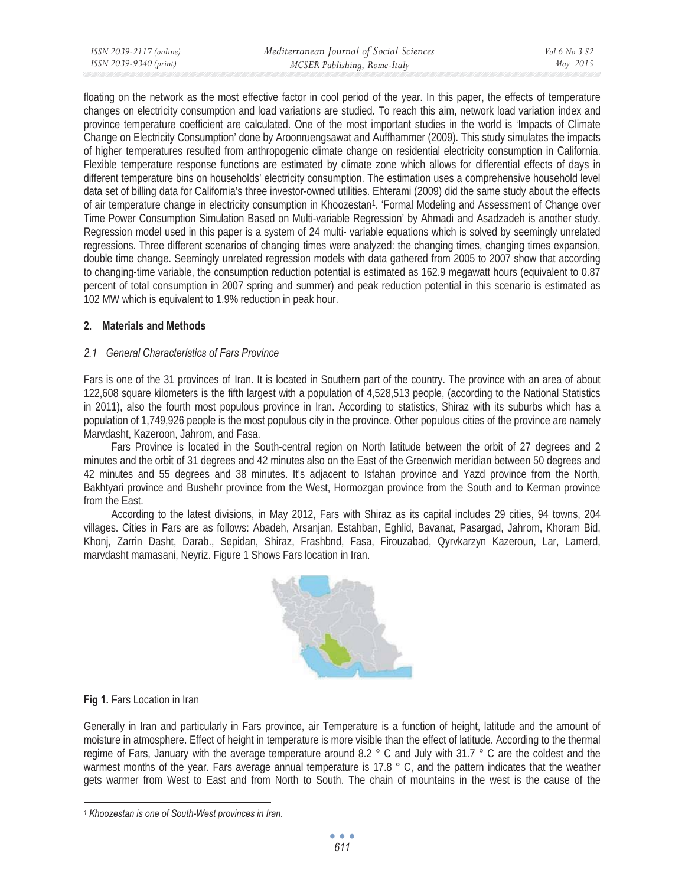floating on the network as the most effective factor in cool period of the year. In this paper, the effects of temperature changes on electricity consumption and load variations are studied. To reach this aim, network load variation index and province temperature coefficient are calculated. One of the most important studies in the world is 'Impacts of Climate Change on Electricity Consumption' done by Aroonruengsawat and Auffhammer (2009). This study simulates the impacts of higher temperatures resulted from anthropogenic climate change on residential electricity consumption in California. Flexible temperature response functions are estimated by climate zone which allows for differential effects of days in different temperature bins on households' electricity consumption. The estimation uses a comprehensive household level data set of billing data for California's three investor-owned utilities. Ehterami (2009) did the same study about the effects of air temperature change in electricity consumption in Khoozestan[1]. 'Formal Modeling and Assessment of Change over Time Power Consumption Simulation Based on Multi-variable Regression' by Ahmadi and Asadzadeh is another study. Regression model used in this paper is a system of 24 multi- variable equations which is solved by seemingly unrelated regressions. Three different scenarios of changing times were analyzed: the changing times, changing times expansion, double time change. Seemingly unrelated regression models with data gathered from 2005 to 2007 show that according to changing-time variable, the consumption reduction potential is estimated as 162.9 megawatt hours (equivalent to 0.87 percent of total consumption in 2007 spring and summer) and peak reduction potential in this scenario is estimated as 102 MW which is equivalent to 1.9% reduction in peak hour.

## 2. Materials and Methods

### 2.1 General Characteristics of Fars Province

Fars is one of the 31 provinces of Iran. It is located in Southern part of the country. The province with an area of about 122,608 square kilometers is the fifth largest with a population of 4,528,513 people, (according to the National Statistics in 2011), also the fourth most populous province in Iran. According to statistics, Shiraz with its suburbs which has a population of 1,749,926 people is the most populous city in the province. Other populous cities of the province are namely Marvdasht, Kazeroon, Jahrom, and Fasa.

Fars Province is located in the South-central region on North latitude between the orbit of 27 degrees and 2 minutes and the orbit of 31 degrees and 42 minutes also on the East of the Greenwich meridian between 50 degrees and 42 minutes and 55 degrees and 38 minutes. It's adjacent to Isfahan province and Yazd province from the North, Bakhtyari province and Bushehr province from the West, Hormozgan province from the South and to Kerman province from the East.

According to the latest divisions, in May 2012, Fars with Shiraz as its capital includes 29 cities, 94 towns, 204 villages. Cities in Fars are as follows: Abadeh, Arsanjan, Estahban, Eghlid, Bavanat, Pasargad, Jahrom, Khoram Bid, Khonj, Zarrin Dasht, Darab., Sepidan, Shiraz, Frashbnd, Fasa, Firouzabad, Qyrvkarzyn Kazeroun, Lar, Lamerd, marvdasht mamasani, Neyriz. Figure 1 Shows Fars location in Iran.

**Fig 1.** Fars Location in Iran

Generally in Iran and particularly in Fars province, air Temperature is a function of height, latitude and the amount of moisture in atmosphere. Effect of height in temperature is more visible than the effect of latitude. According to the thermal regime of Fars, January with the average temperature around 8.2 ° C and July with 31.7 ° C are the coldest and the warmest months of the year. Fars average annual temperature is 17.8 ° C, and the pattern indicates that the weather gets warmer from West to East and from North to South. The chain of mountains in the west is the cause of the

[1] *Khoozestan is one of South-West provinces in Iran.*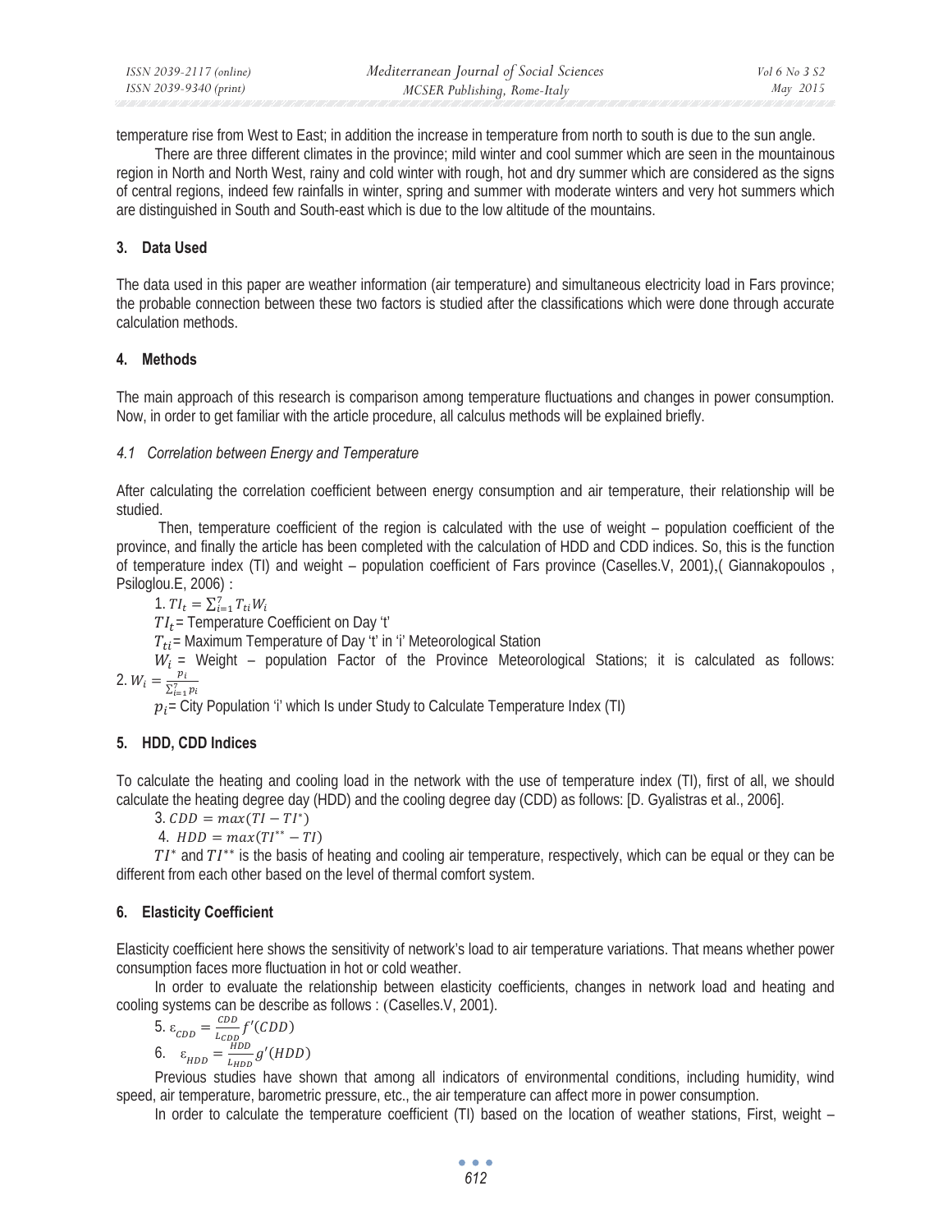temperature rise from West to East; in addition the increase in temperature from north to south is due to the sun angle.

There are three different climates in the province; mild winter and cool summer which are seen in the mountainous region in North and North West, rainy and cold winter with rough, hot and dry summer which are considered as the signs of central regions, indeed few rainfalls in winter, spring and summer with moderate winters and very hot summers which are distinguished in South and South-east which is due to the low altitude of the mountains.

## 3. Data Used

The data used in this paper are weather information (air temperature) and simultaneous electricity load in Fars province; the probable connection between these two factors is studied after the classifications which were done through accurate calculation methods.

## 4. Methods

The main approach of this research is comparison among temperature fluctuations and changes in power consumption. Now, in order to get familiar with the article procedure, all calculus methods will be explained briefly.

### *4.1 Correlation between Energy and Temperature*

After calculating the correlation coefficient between energy consumption and air temperature, their relationship will be studied.

Then, temperature coefficient of the region is calculated with the use of weight – population coefficient of the province, and finally the article has been completed with the calculation of HDD and CDD indices. So, this is the function of temperature index (TI) and weight – population coefficient of Fars province (Caselles.V, 2001),( Giannakopoulos , Psiloglou.E, 2006) :

1. $TI_t = \sum_{i=1}^{7} T_{ti} W_i$

$TI_t$= Temperature Coefficient on Day 't'

$T_{ti}$= Maximum Temperature of Day 't' in 'i' Meteorological Station

$W_i$ = Weight – population Factor of the Province Meteorological Stations; it is calculated as follows:

2. $W_i = \frac{p_i}{\sum_{i=1}^{7} p_i}$

$p_i$= City Population 'i' which Is under Study to Calculate Temperature Index (TI)

## 5. HDD, CDD Indices

To calculate the heating and cooling load in the network with the use of temperature index (TI), first of all, we should calculate the heating degree day (HDD) and the cooling degree day (CDD) as follows: [D. Gyalistras et al., 2006].

3. $CDD = max(TI - TI^{*})$

4. $HDD = max(TI^{**} - TI)$

$TI^{*}$ and $TI^{**}$ is the basis of heating and cooling air temperature, respectively, which can be equal or they can be different from each other based on the level of thermal comfort system.

## 6. Elasticity Coefficient

Elasticity coefficient here shows the sensitivity of network's load to air temperature variations. That means whether power consumption faces more fluctuation in hot or cold weather.

In order to evaluate the relationship between elasticity coefficients, changes in network load and heating and cooling systems can be describe as follows : (Caselles.V, 2001).

5. $\varepsilon_{CDD} = \frac{CDD}{L_{CDD}} f'(CDD)$

6. $\varepsilon_{HDD} = \frac{HDD}{L_{HDD}} g'(HDD)$

Previous studies have shown that among all indicators of environmental conditions, including humidity, wind speed, air temperature, barometric pressure, etc., the air temperature can affect more in power consumption.

In order to calculate the temperature coefficient (TI) based on the location of weather stations, First, weight –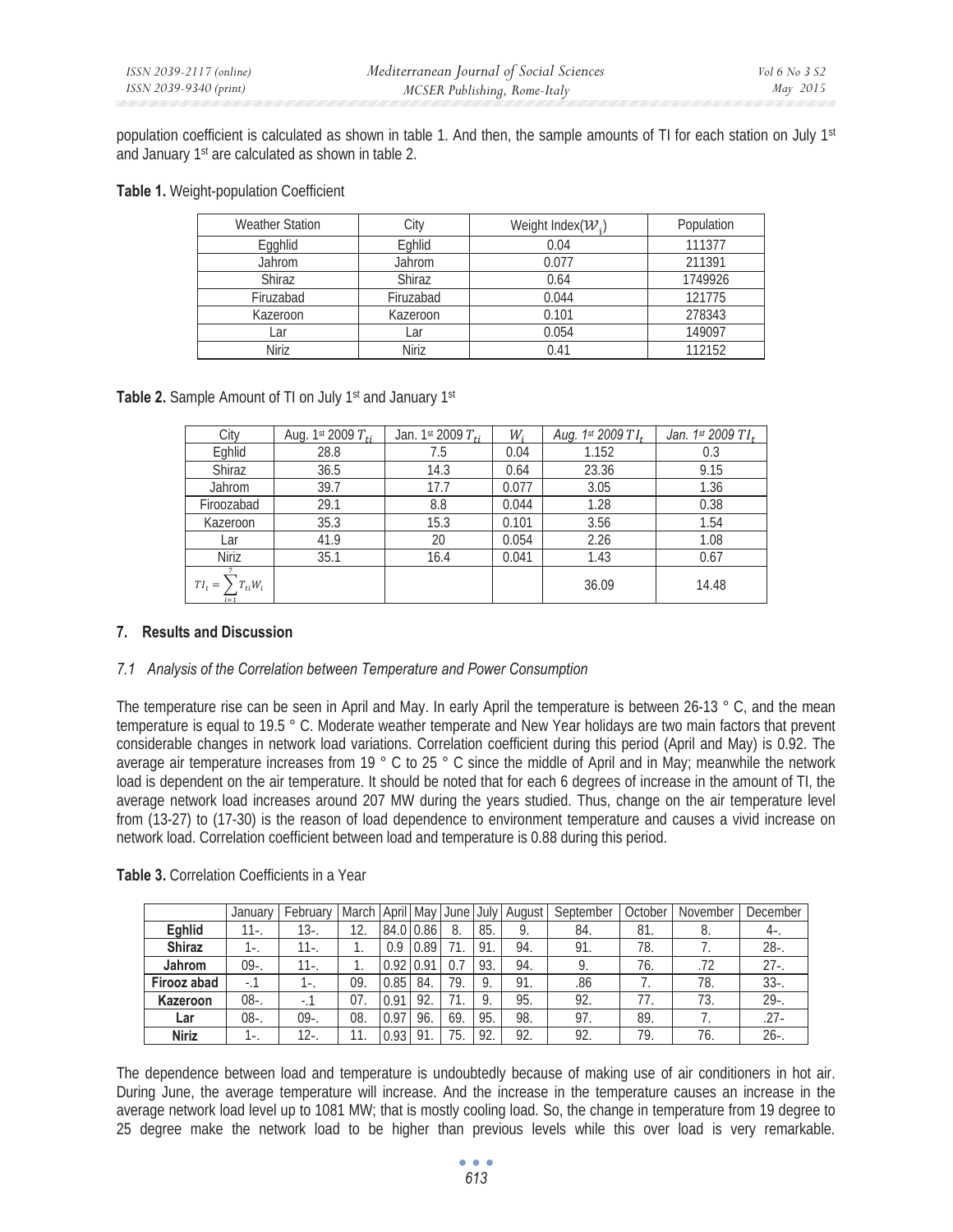population coefficient is calculated as shown in table 1. And then, the sample amounts of TI for each station on July 1st and January 1st are calculated as shown in table 2.

**Table 1.** Weight-population Coefficient

| Weather Station | City | Weight Index($\mathcal{W}_i$) | Population |
|---|---|---|---|
| Egghlid | Eghlid | 0.04 | 111377 |
| Jahrom | Jahrom | 0.077 | 211391 |
| Shiraz | Shiraz | 0.64 | 1749926 |
| Firuzabad | Firuzabad | 0.044 | 121775 |
| Kazeroon | Kazeroon | 0.101 | 278343 |
| Lar | Lar | 0.054 | 149097 |
| Niriz | Niriz | 0.41 | 112152 |

**Table 2.** Sample Amount of TI on July 1st and January 1st

| City | Aug. 1st 2009 $T_{ti}$ | Jan. 1st 2009 $T_{ti}$ | $W_i$ | *Aug. 1st 2009* $TI_t$ | *Jan. 1st 2009* $TI_t$ |
|---|---|---|---|---|---|
| Eghlid | 28.8 | 7.5 | 0.04 | 1.152 | 0.3 |
| Shiraz | 36.5 | 14.3 | 0.64 | 23.36 | 9.15 |
| Jahrom | 39.7 | 17.7 | 0.077 | 3.05 | 1.36 |
| Firoozabad | 29.1 | 8.8 | 0.044 | 1.28 | 0.38 |
| Kazeroon | 35.3 | 15.3 | 0.101 | 3.56 | 1.54 |
| Lar | 41.9 | 20 | 0.054 | 2.26 | 1.08 |
| Niriz | 35.1 | 16.4 | 0.041 | 1.43 | 0.67 |
| $TI_t = \sum_{i=1}^{7} T_{ti} W_i$ | | | | 36.09 | 14.48 |

## 7. Results and Discussion

### *7.1 Analysis of the Correlation between Temperature and Power Consumption*

The temperature rise can be seen in April and May. In early April the temperature is between 26-13 ° C, and the mean temperature is equal to 19.5 ° C. Moderate weather temperate and New Year holidays are two main factors that prevent considerable changes in network load variations. Correlation coefficient during this period (April and May) is 0.92. The average air temperature increases from 19 ° C to 25 ° C since the middle of April and in May; meanwhile the network load is dependent on the air temperature. It should be noted that for each 6 degrees of increase in the amount of TI, the average network load increases around 207 MW during the years studied. Thus, change on the air temperature level from (13-27) to (17-30) is the reason of load dependence to environment temperature and causes a vivid increase on network load. Correlation coefficient between load and temperature is 0.88 during this period.

**Table 3.** Correlation Coefficients in a Year

| | January | February | March | April | May | June | July | August | September | October | November | December |
|---|---|---|---|---|---|---|---|---|---|---|---|---|
| **Eghlid** | 11-. | 13-. | 12. | 84.0 | 0.86 | 8. | 85. | 9. | 84. | 81. | 8. | 4-. |
| **Shiraz** | 1-. | 11-. | 1. | 0.9 | 0.89 | 71. | 91. | 94. | 91. | 78. | 7. | 28-. |
| **Jahrom** | 09-. | 11-. | 1. | 0.92 | 0.91 | 0.7 | 93. | 94. | 9. | 76. | .72 | 27-. |
| **Firooz abad** | -.1 | 1-. | 09. | 0.85 | 84. | 79. | 9. | 91. | .86 | 7. | 78. | 33-. |
| **Kazeroon** | 08-. | -.1 | 07. | 0.91 | 92. | 71. | 9. | 95. | 92. | 77. | 73. | 29-. |
| **Lar** | 08-. | 09-. | 08. | 0.97 | 96. | 69. | 95. | 98. | 97. | 89. | 7. | .27- |
| **Niriz** | 1-. | 12-. | 11. | 0.93 | 91. | 75. | 92. | 92. | 92. | 79. | 76. | 26-. |

The dependence between load and temperature is undoubtedly because of making use of air conditioners in hot air. During June, the average temperature will increase. And the increase in the temperature causes an increase in the average network load level up to 1081 MW; that is mostly cooling load. So, the change in temperature from 19 degree to 25 degree make the network load to be higher than previous levels while this over load is very remarkable.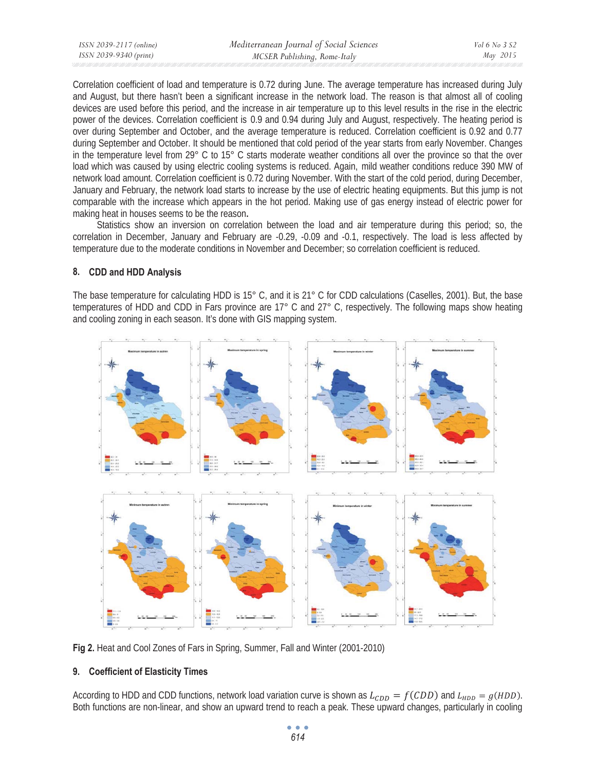Correlation coefficient of load and temperature is 0.72 during June. The average temperature has increased during July and August, but there hasn't been a significant increase in the network load. The reason is that almost all of cooling devices are used before this period, and the increase in air temperature up to this level results in the rise in the electric power of the devices. Correlation coefficient is 0.9 and 0.94 during July and August, respectively. The heating period is over during September and October, and the average temperature is reduced. Correlation coefficient is 0.92 and 0.77 during September and October. It should be mentioned that cold period of the year starts from early November. Changes in the temperature level from 29° C to 15° C starts moderate weather conditions all over the province so that the over load which was caused by using electric cooling systems is reduced. Again, mild weather conditions reduce 390 MW of network load amount. Correlation coefficient is 0.72 during November. With the start of the cold period, during December, January and February, the network load starts to increase by the use of electric heating equipments. But this jump is not comparable with the increase which appears in the hot period. Making use of gas energy instead of electric power for making heat in houses seems to be the reason**.**

Statistics show an inversion on correlation between the load and air temperature during this period; so, the correlation in December, January and February are -0.29, -0.09 and -0.1, respectively. The load is less affected by temperature due to the moderate conditions in November and December; so correlation coefficient is reduced.

## 8. CDD and HDD Analysis

The base temperature for calculating HDD is 15° C, and it is 21° C for CDD calculations (Caselles, 2001). But, the base temperatures of HDD and CDD in Fars province are 17° C and 27° C, respectively. The following maps show heating and cooling zoning in each season. It's done with GIS mapping system.

**Fig 2.** Heat and Cool Zones of Fars in Spring, Summer, Fall and Winter (2001-2010)

## 9. Coefficient of Elasticity Times

According to HDD and CDD functions, network load variation curve is shown as $L_{CDD} = f(CDD)$ and $L_{HDD} = g(HDD)$. Both functions are non-linear, and show an upward trend to reach a peak. These upward changes, particularly in cooling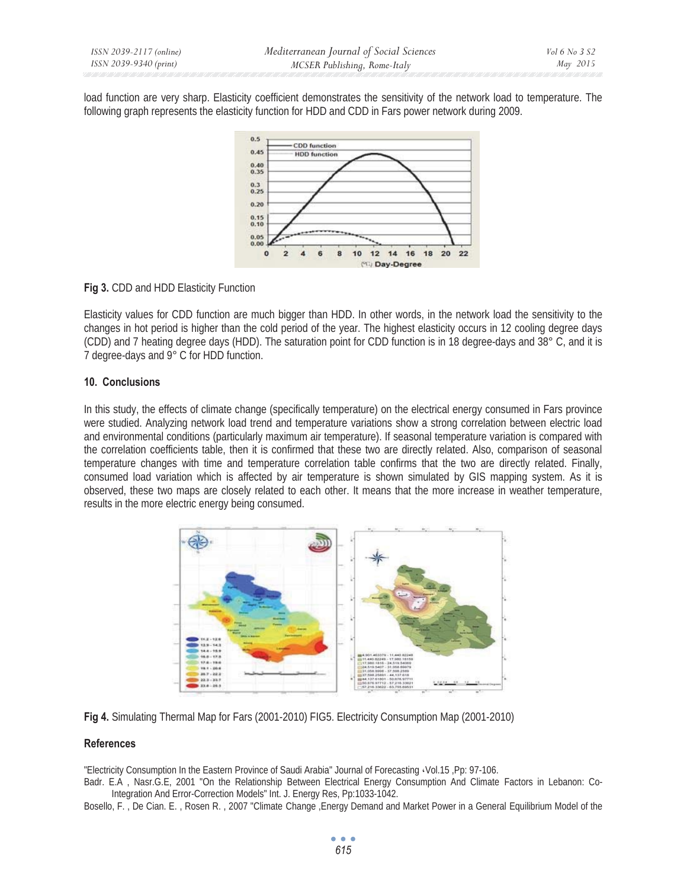load function are very sharp. Elasticity coefficient demonstrates the sensitivity of the network load to temperature. The following graph represents the elasticity function for HDD and CDD in Fars power network during 2009.

**Fig 3.** CDD and HDD Elasticity Function

Elasticity values for CDD function are much bigger than HDD. In other words, in the network load the sensitivity to the changes in hot period is higher than the cold period of the year. The highest elasticity occurs in 12 cooling degree days (CDD) and 7 heating degree days (HDD). The saturation point for CDD function is in 18 degree-days and 38° C, and it is 7 degree-days and 9° C for HDD function.

## 10. Conclusions

In this study, the effects of climate change (specifically temperature) on the electrical energy consumed in Fars province were studied. Analyzing network load trend and temperature variations show a strong correlation between electric load and environmental conditions (particularly maximum air temperature). If seasonal temperature variation is compared with the correlation coefficients table, then it is confirmed that these two are directly related. Also, comparison of seasonal temperature changes with time and temperature correlation table confirms that the two are directly related. Finally, consumed load variation which is affected by air temperature is shown simulated by GIS mapping system. As it is observed, these two maps are closely related to each other. It means that the more increase in weather temperature, results in the more electric energy being consumed.

**Fig 4.** Simulating Thermal Map for Fars (2001-2010) FIG5. Electricity Consumption Map (2001-2010)

## References

"Electricity Consumption In the Eastern Province of Saudi Arabia" Journal of Forecasting ،Vol.15 ,Pp: 97-106.

Badr. E.A , Nasr.G.E, 2001 "On the Relationship Between Electrical Energy Consumption And Climate Factors in Lebanon: Co-Integration And Error-Correction Models" Int. J. Energy Res, Pp:1033-1042.

Bosello, F. , De Cian. E. , Rosen R. , 2007 "Climate Change ,Energy Demand and Market Power in a General Equilibrium Model of the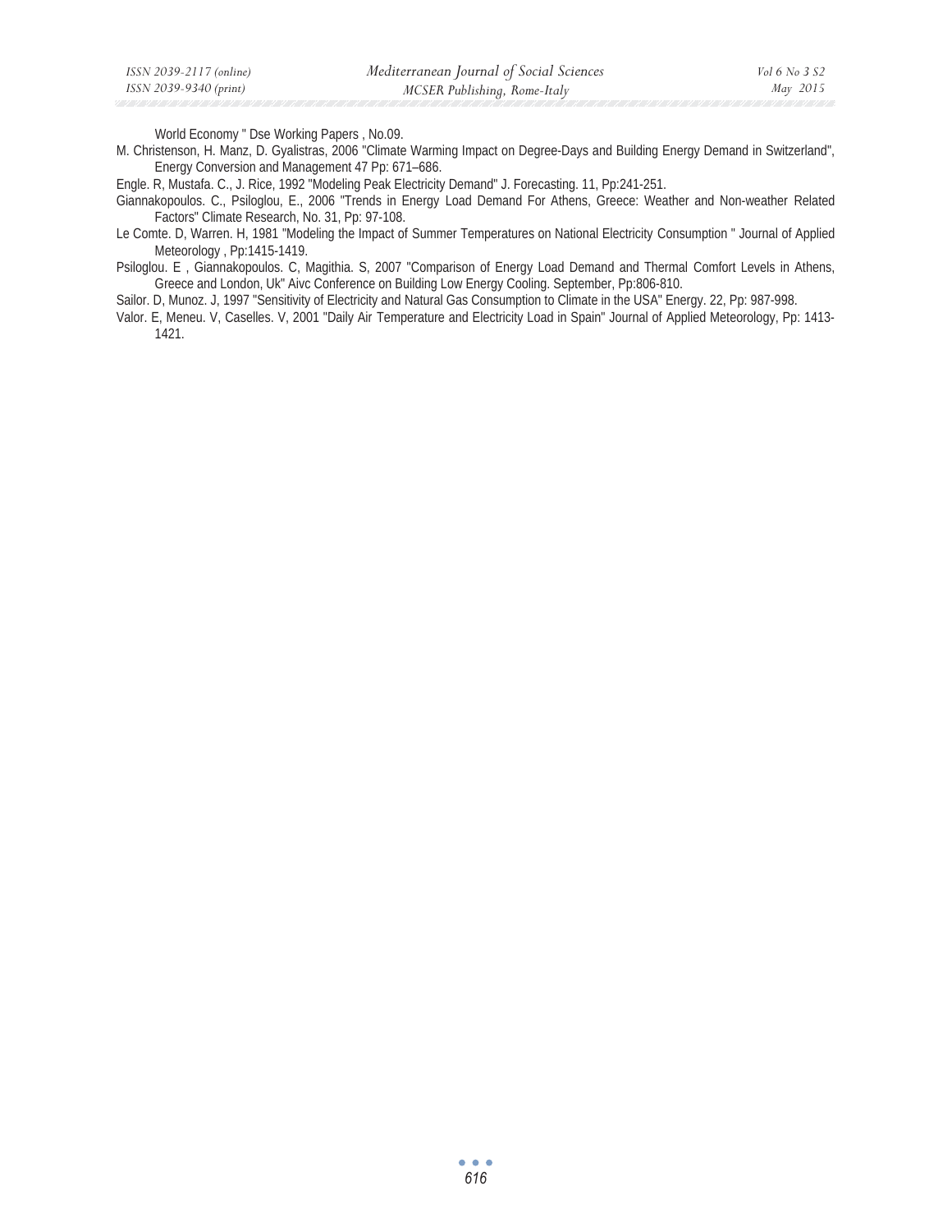World Economy " Dse Working Papers , No.09.

M. Christenson, H. Manz, D. Gyalistras, 2006 "Climate Warming Impact on Degree-Days and Building Energy Demand in Switzerland", Energy Conversion and Management 47 Pp: 671–686.

Engle. R, Mustafa. C., J. Rice, 1992 "Modeling Peak Electricity Demand" J. Forecasting. 11, Pp:241-251.

Giannakopoulos. C., Psiloglou, E., 2006 "Trends in Energy Load Demand For Athens, Greece: Weather and Non-weather Related Factors" Climate Research, No. 31, Pp: 97-108.

Le Comte. D, Warren. H, 1981 "Modeling the Impact of Summer Temperatures on National Electricity Consumption " Journal of Applied Meteorology , Pp:1415-1419.

Psiloglou. E , Giannakopoulos. C, Magithia. S, 2007 "Comparison of Energy Load Demand and Thermal Comfort Levels in Athens, Greece and London, Uk" Aivc Conference on Building Low Energy Cooling. September, Pp:806-810.

Sailor. D, Munoz. J, 1997 "Sensitivity of Electricity and Natural Gas Consumption to Climate in the USA" Energy. 22, Pp: 987-998.

Valor. E, Meneu. V, Caselles. V, 2001 "Daily Air Temperature and Electricity Load in Spain" Journal of Applied Meteorology, Pp: 1413-1421.